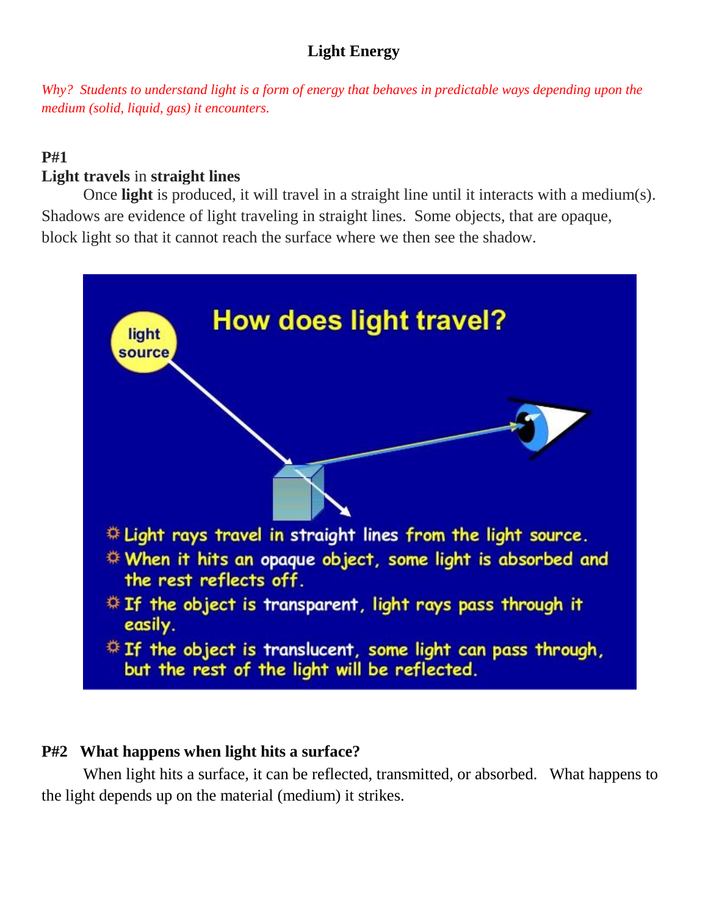# Light Energy

*Why? Students to understand light is a form of energy that behaves in predictable ways depending upon the medium (solid, liquid, gas) it encounters.*

**P#1**

**Light travels** in **straight lines**

Once **light** is produced, it will travel in a straight line until it interacts with a medium(s). Shadows are evidence of light traveling in straight lines. Some objects, that are opaque, block light so that it cannot reach the surface where we then see the shadow.

**How does light travel?**

light source

- Light rays travel in straight lines from the light source.
- When it hits an opaque object, some light is absorbed and the rest reflects off.
- If the object is transparent, light rays pass through it easily.
- If the object is translucent, some light can pass through, but the rest of the light will be reflected.

**P#2 What happens when light hits a surface?**

When light hits a surface, it can be reflected, transmitted, or absorbed. What happens to the light depends up on the material (medium) it strikes.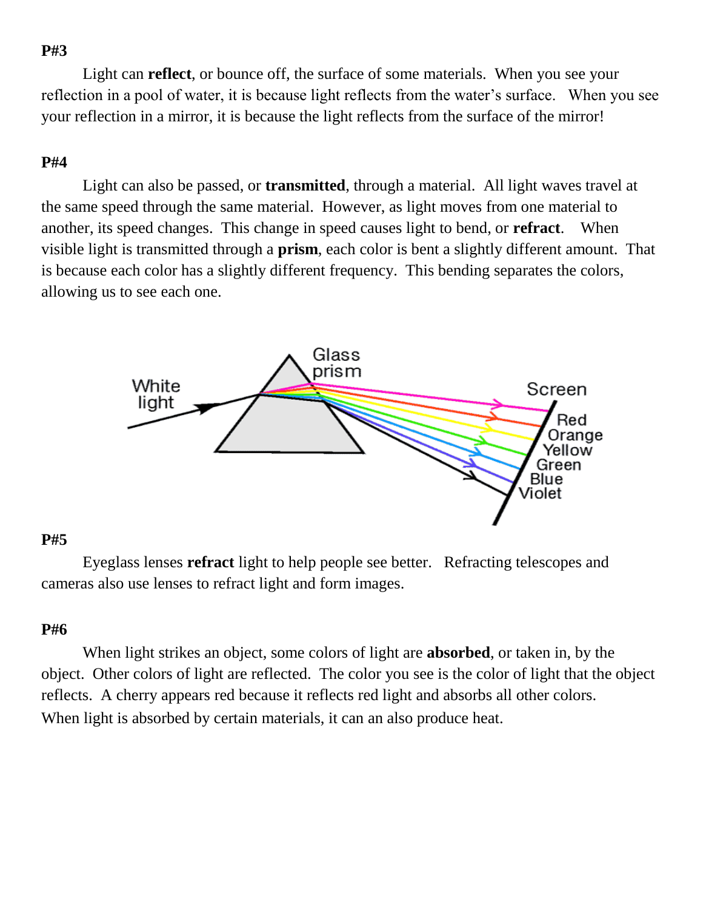**P#3**

Light can **reflect**, or bounce off, the surface of some materials. When you see your reflection in a pool of water, it is because light reflects from the water's surface. When you see your reflection in a mirror, it is because the light reflects from the surface of the mirror!

**P#4**

Light can also be passed, or **transmitted**, through a material. All light waves travel at the same speed through the same material. However, as light moves from one material to another, its speed changes. This change in speed causes light to bend, or **refract**. When visible light is transmitted through a **prism**, each color is bent a slightly different amount. That is because each color has a slightly different frequency. This bending separates the colors, allowing us to see each one.

White light

Glass prism

Screen

Red

Orange

Yellow

Green

Blue

Violet

**P#5**

Eyeglass lenses **refract** light to help people see better. Refracting telescopes and cameras also use lenses to refract light and form images.

**P#6**

When light strikes an object, some colors of light are **absorbed**, or taken in, by the object. Other colors of light are reflected. The color you see is the color of light that the object reflects. A cherry appears red because it reflects red light and absorbs all other colors. When light is absorbed by certain materials, it can an also produce heat.